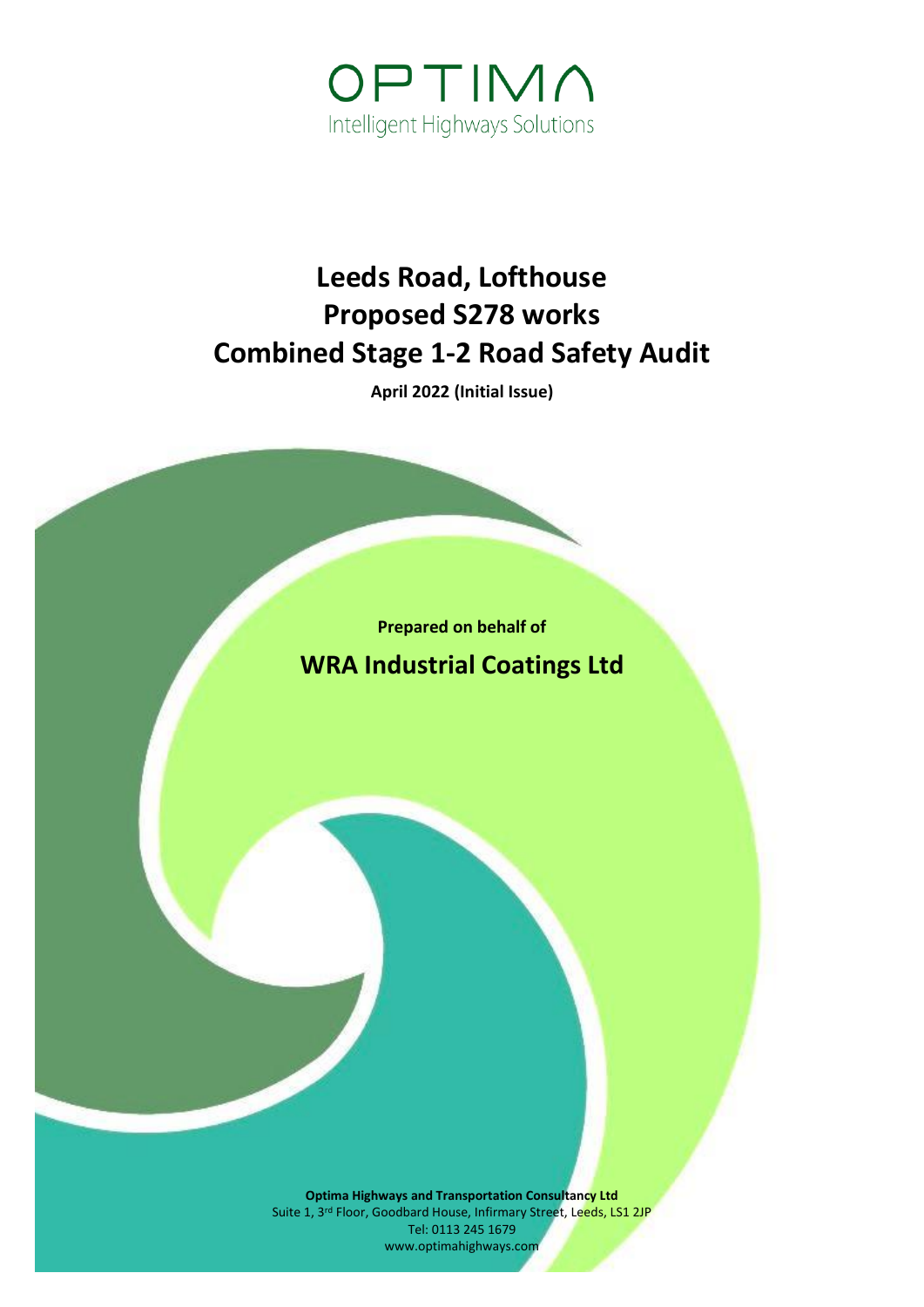OPTIMA
Intelligent Highways Solutions

# Leeds Road, Lofthouse
# Proposed S278 works
# Combined Stage 1-2 Road Safety Audit

**April 2022 (Initial Issue)**

**Prepared on behalf of**

## WRA Industrial Coatings Ltd

**Optima Highways and Transportation Consultancy Ltd**
Suite 1, 3rd Floor, Goodbard House, Infirmary Street, Leeds, LS1 2JP
Tel: 0113 245 1679
www.optimahighways.com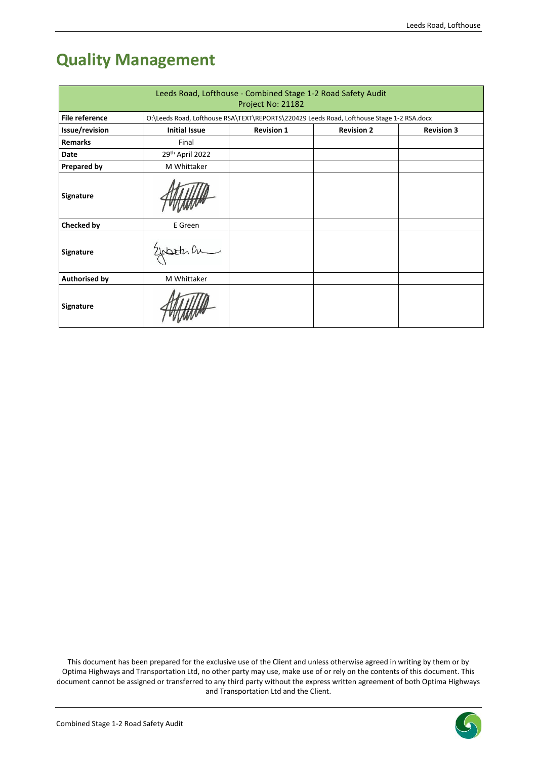# Quality Management

| Leeds Road, Lofthouse - Combined Stage 1-2 Road Safety Audit<br>Project No: 21182 | | | | |
|---|---|---|---|---|
| **File reference** | O:\Leeds Road, Lofthouse RSA\TEXT\REPORTS\220429 Leeds Road, Lofthouse Stage 1-2 RSA.docx | | | |
| **Issue/revision** | **Initial Issue** | **Revision 1** | **Revision 2** | **Revision 3** |
| **Remarks** | Final | | | |
| **Date** | 29th April 2022 | | | |
| **Prepared by** | M Whittaker | | | |
| **Signature** | | | | |
| **Checked by** | E Green | | | |
| **Signature** | | | | |
| **Authorised by** | M Whittaker | | | |
| **Signature** | | | | |

This document has been prepared for the exclusive use of the Client and unless otherwise agreed in writing by them or by Optima Highways and Transportation Ltd, no other party may use, make use of or rely on the contents of this document. This document cannot be assigned or transferred to any third party without the express written agreement of both Optima Highways and Transportation Ltd and the Client.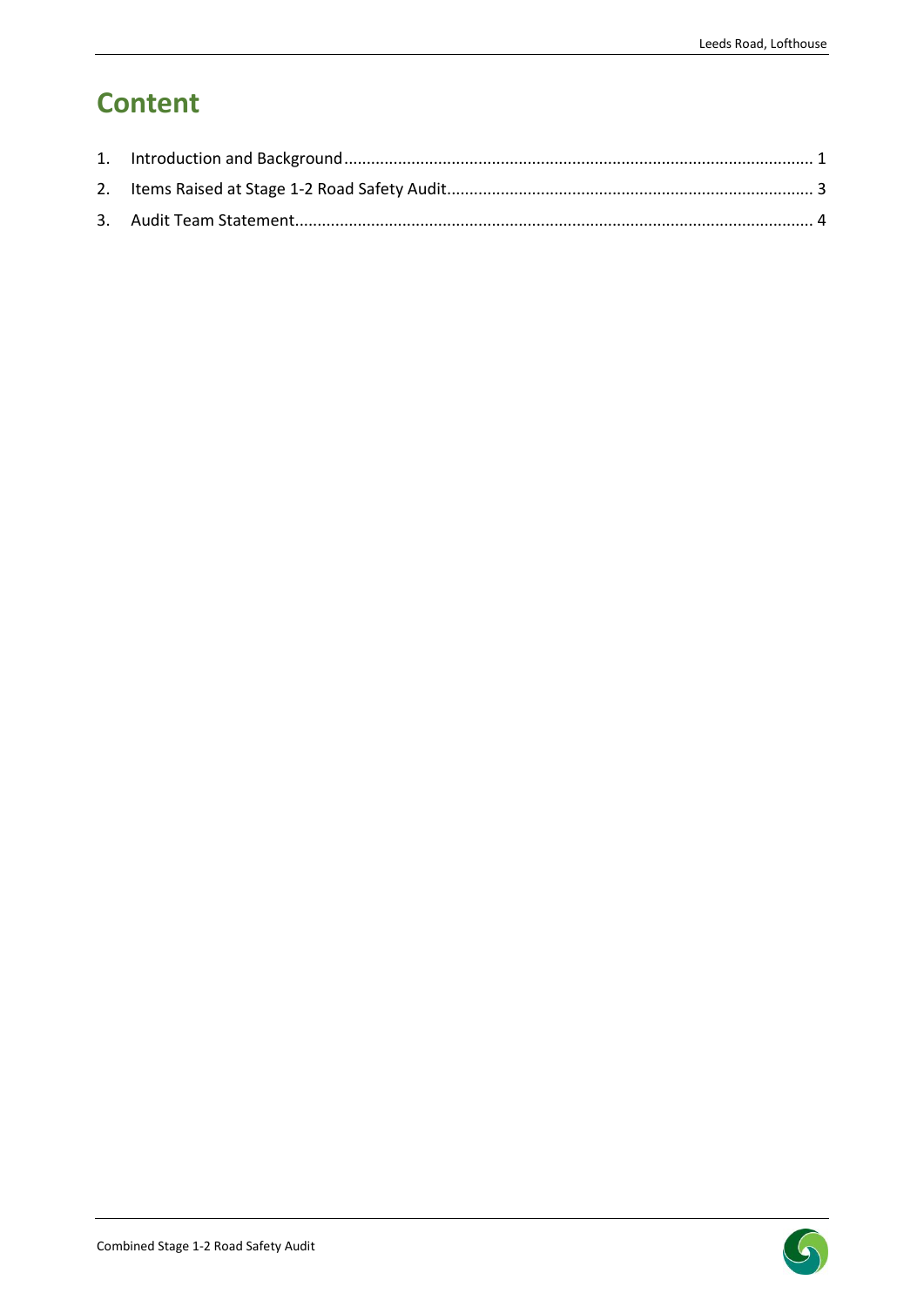# Content

1. Introduction and Background ........................................................................................................ 1
2. Items Raised at Stage 1-2 Road Safety Audit ................................................................................. 3
3. Audit Team Statement.................................................................................................................... 4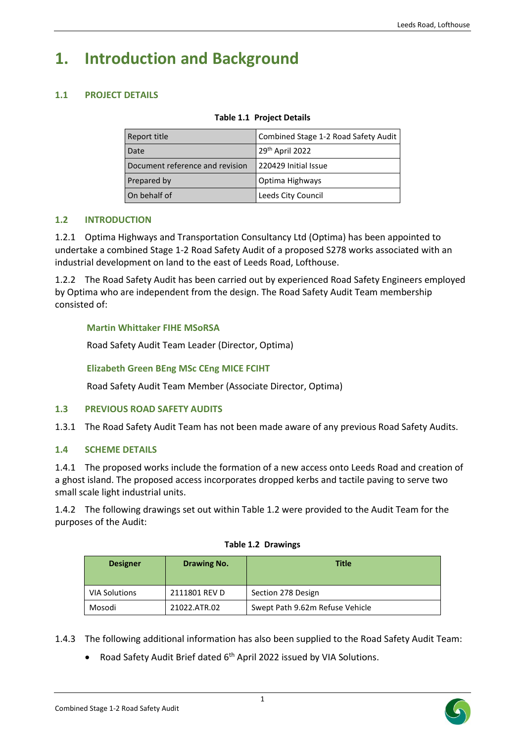# 1. Introduction and Background

## 1.1 PROJECT DETAILS

**Table 1.1 Project Details**

| | |
|---|---|
| Report title | Combined Stage 1-2 Road Safety Audit |
| Date | 29th April 2022 |
| Document reference and revision | 220429 Initial Issue |
| Prepared by | Optima Highways |
| On behalf of | Leeds City Council |

## 1.2 INTRODUCTION

1.2.1 Optima Highways and Transportation Consultancy Ltd (Optima) has been appointed to undertake a combined Stage 1-2 Road Safety Audit of a proposed S278 works associated with an industrial development on land to the east of Leeds Road, Lofthouse.

1.2.2 The Road Safety Audit has been carried out by experienced Road Safety Engineers employed by Optima who are independent from the design. The Road Safety Audit Team membership consisted of:

**Martin Whittaker FIHE MSoRSA**

Road Safety Audit Team Leader (Director, Optima)

**Elizabeth Green BEng MSc CEng MICE FCIHT**

Road Safety Audit Team Member (Associate Director, Optima)

## 1.3 PREVIOUS ROAD SAFETY AUDITS

1.3.1 The Road Safety Audit Team has not been made aware of any previous Road Safety Audits.

## 1.4 SCHEME DETAILS

1.4.1 The proposed works include the formation of a new access onto Leeds Road and creation of a ghost island. The proposed access incorporates dropped kerbs and tactile paving to serve two small scale light industrial units.

1.4.2 The following drawings set out within Table 1.2 were provided to the Audit Team for the purposes of the Audit:

**Table 1.2 Drawings**

| Designer | Drawing No. | Title |
|---|---|---|
| VIA Solutions | 2111801 REV D | Section 278 Design |
| Mosodi | 21022.ATR.02 | Swept Path 9.62m Refuse Vehicle |

1.4.3 The following additional information has also been supplied to the Road Safety Audit Team:

- Road Safety Audit Brief dated 6th April 2022 issued by VIA Solutions.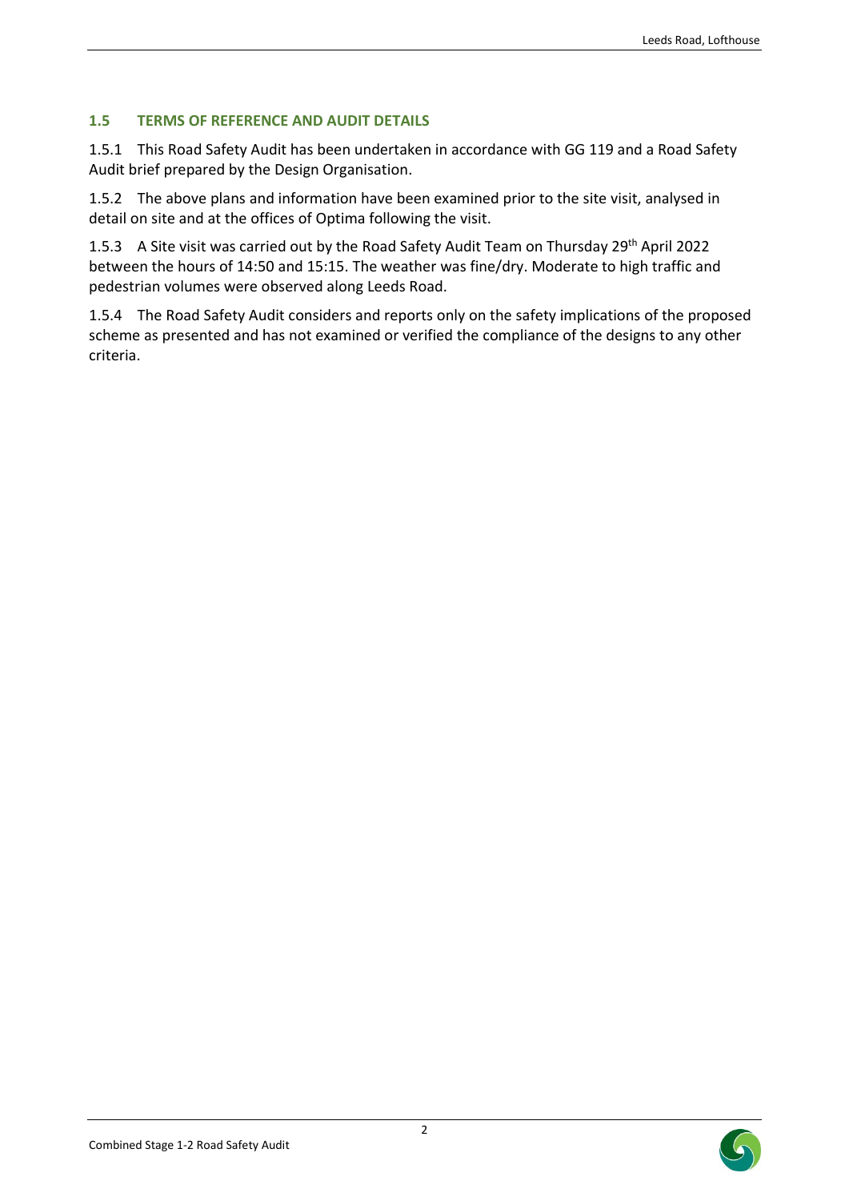## 1.5 TERMS OF REFERENCE AND AUDIT DETAILS

1.5.1 This Road Safety Audit has been undertaken in accordance with GG 119 and a Road Safety Audit brief prepared by the Design Organisation.

1.5.2 The above plans and information have been examined prior to the site visit, analysed in detail on site and at the offices of Optima following the visit.

1.5.3 A Site visit was carried out by the Road Safety Audit Team on Thursday 29th April 2022 between the hours of 14:50 and 15:15. The weather was fine/dry. Moderate to high traffic and pedestrian volumes were observed along Leeds Road.

1.5.4 The Road Safety Audit considers and reports only on the safety implications of the proposed scheme as presented and has not examined or verified the compliance of the designs to any other criteria.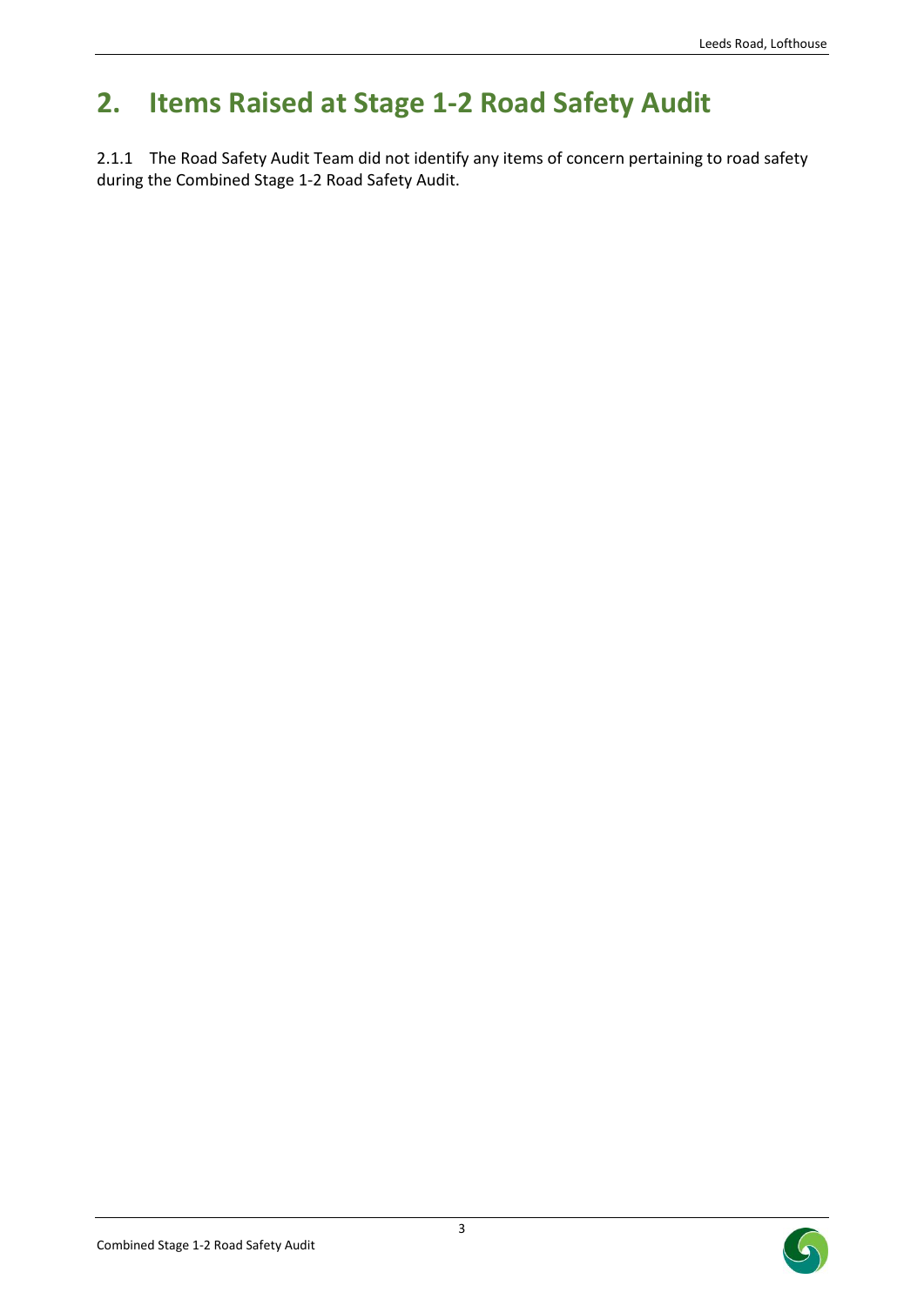# 2. Items Raised at Stage 1-2 Road Safety Audit

2.1.1 The Road Safety Audit Team did not identify any items of concern pertaining to road safety during the Combined Stage 1-2 Road Safety Audit.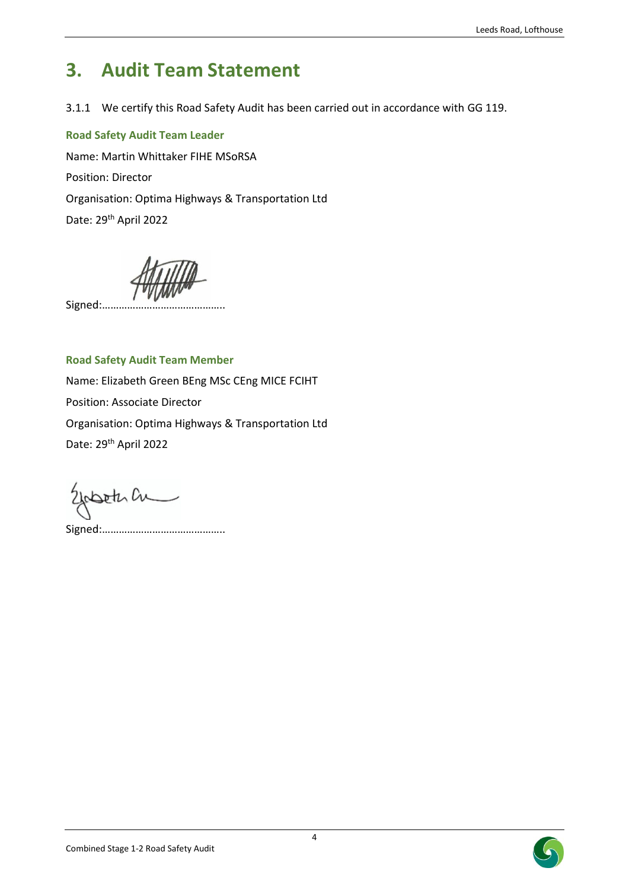# 3. Audit Team Statement

3.1.1 We certify this Road Safety Audit has been carried out in accordance with GG 119.

**Road Safety Audit Team Leader**

Name: Martin Whittaker FIHE MSoRSA

Position: Director

Organisation: Optima Highways & Transportation Ltd

Date: 29th April 2022

Signed:……………………………………..

**Road Safety Audit Team Member**

Name: Elizabeth Green BEng MSc CEng MICE FCIHT

Position: Associate Director

Organisation: Optima Highways & Transportation Ltd

Date: 29th April 2022

Signed:……………………………………..